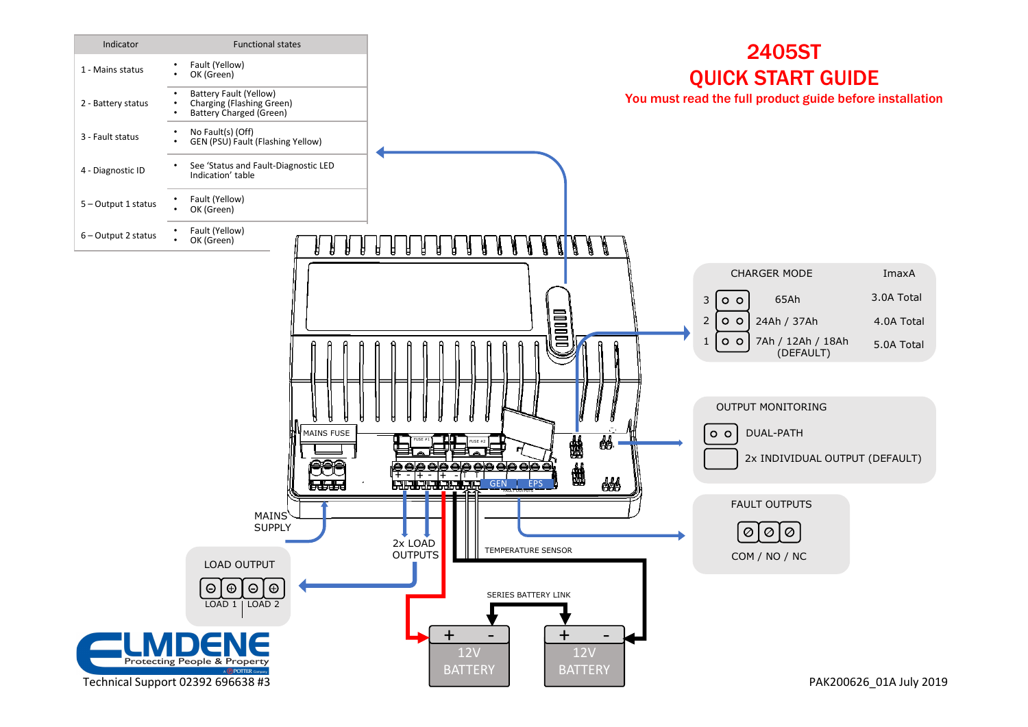# 2405ST
# QUICK START GUIDE

**You must read the full product guide before installation**

| Indicator | Functional states |
|---|---|
| 1 - Mains status | • Fault (Yellow)<br>• OK (Green) |
| 2 - Battery status | • Battery Fault (Yellow)<br>• Charging (Flashing Green)<br>• Battery Charged (Green) |
| 3 - Fault status | • No Fault(s) (Off)<br>• GEN (PSU) Fault (Flashing Yellow) |
| 4 - Diagnostic ID | • See 'Status and Fault-Diagnostic LED Indication' table |
| 5 – Output 1 status | • Fault (Yellow)<br>• OK (Green) |
| 6 – Output 2 status | • Fault (Yellow)<br>• OK (Green) |

| | CHARGER MODE | ImaxA |
|---|---|---|
| 3 | 65Ah | 3.0A Total |
| 2 | 24Ah / 37Ah | 4.0A Total |
| 1 | 7Ah / 12Ah / 18Ah (DEFAULT) | 5.0A Total |

OUTPUT MONITORING

- DUAL-PATH
- 2x INDIVIDUAL OUTPUT (DEFAULT)

FAULT OUTPUTS

COM / NO / NC

MAINS FUSE

FUSE #1 FUSE #2

GEN EPS

FAULT OUTPUTS

MAINS SUPPLY

2x LOAD OUTPUTS

TEMPERATURE SENSOR

LOAD OUTPUT

LOAD 1 | LOAD 2

SERIES BATTERY LINK

+ - 12V BATTERY

+ - 12V BATTERY

ELMDENE Protecting People & Property

Technical Support 02392 696638 #3

PAK200626_01A July 2019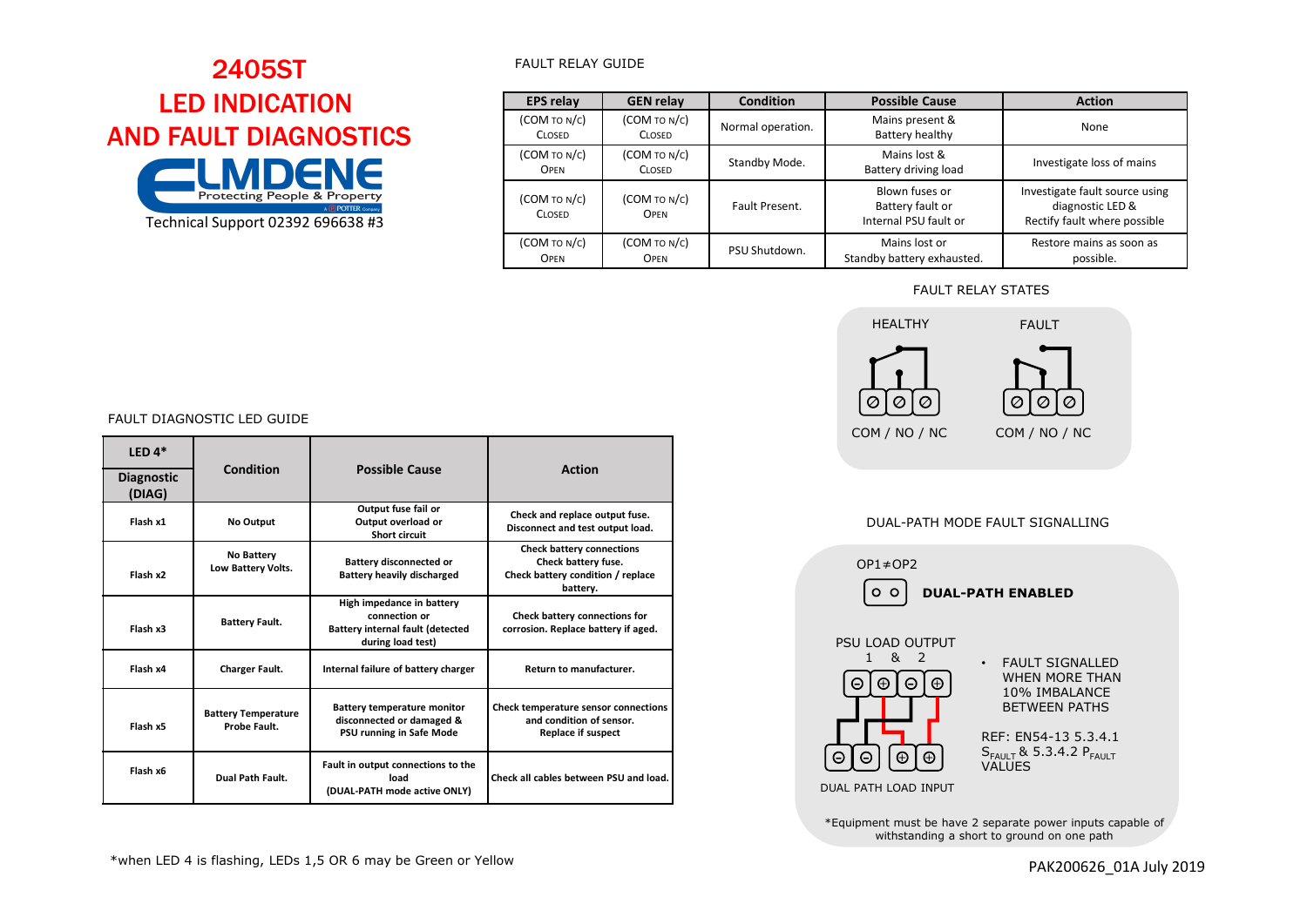# 2405ST LED INDICATION AND FAULT DIAGNOSTICS

ELMDENE
Protecting People & Property
Technical Support 02392 696638 #3

## FAULT RELAY GUIDE

| EPS relay | GEN relay | Condition | Possible Cause | Action |
|---|---|---|---|---|
| (COM TO N/C) CLOSED | (COM TO N/C) CLOSED | Normal operation. | Mains present & Battery healthy | None |
| (COM TO N/C) OPEN | (COM TO N/C) CLOSED | Standby Mode. | Mains lost & Battery driving load | Investigate loss of mains |
| (COM TO N/C) CLOSED | (COM TO N/C) OPEN | Fault Present. | Blown fuses or Battery fault or Internal PSU fault or | Investigate fault source using diagnostic LED & Rectify fault where possible |
| (COM TO N/C) OPEN | (COM TO N/C) OPEN | PSU Shutdown. | Mains lost or Standby battery exhausted. | Restore mains as soon as possible. |

## FAULT RELAY STATES

HEALTHY
COM / NO / NC

FAULT
COM / NO / NC

## FAULT DIAGNOSTIC LED GUIDE

| LED 4* Diagnostic (DIAG) | Condition | Possible Cause | Action |
|---|---|---|---|
| Flash x1 | No Output | Output fuse fail or Output overload or Short circuit | Check and replace output fuse. Disconnect and test output load. |
| Flash x2 | No Battery Low Battery Volts. | Battery disconnected or Battery heavily discharged | Check battery connections Check battery fuse. Check battery condition / replace battery. |
| Flash x3 | Battery Fault. | High impedance in battery connection or Battery internal fault (detected during load test) | Check battery connections for corrosion. Replace battery if aged. |
| Flash x4 | Charger Fault. | Internal failure of battery charger | Return to manufacturer. |
| Flash x5 | Battery Temperature Probe Fault. | Battery temperature monitor disconnected or damaged & PSU running in Safe Mode | Check temperature sensor connections and condition of sensor. Replace if suspect |
| Flash x6 | Dual Path Fault. | Fault in output connections to the load (DUAL-PATH mode active ONLY) | Check all cables between PSU and load. |

*when LED 4 is flashing, LEDs 1,5 OR 6 may be Green or Yellow

## DUAL-PATH MODE FAULT SIGNALLING

OP1≠OP2

**DUAL-PATH ENABLED**

PSU LOAD OUTPUT
1 & 2

DUAL PATH LOAD INPUT

- FAULT SIGNALLED WHEN MORE THAN 10% IMBALANCE BETWEEN PATHS

REF: EN54-13 5.3.4.1 $S_{FAULT}$ & 5.3.4.2 $P_{FAULT}$ VALUES

*Equipment must be have 2 separate power inputs capable of withstanding a short to ground on one path

PAK200626_01A July 2019